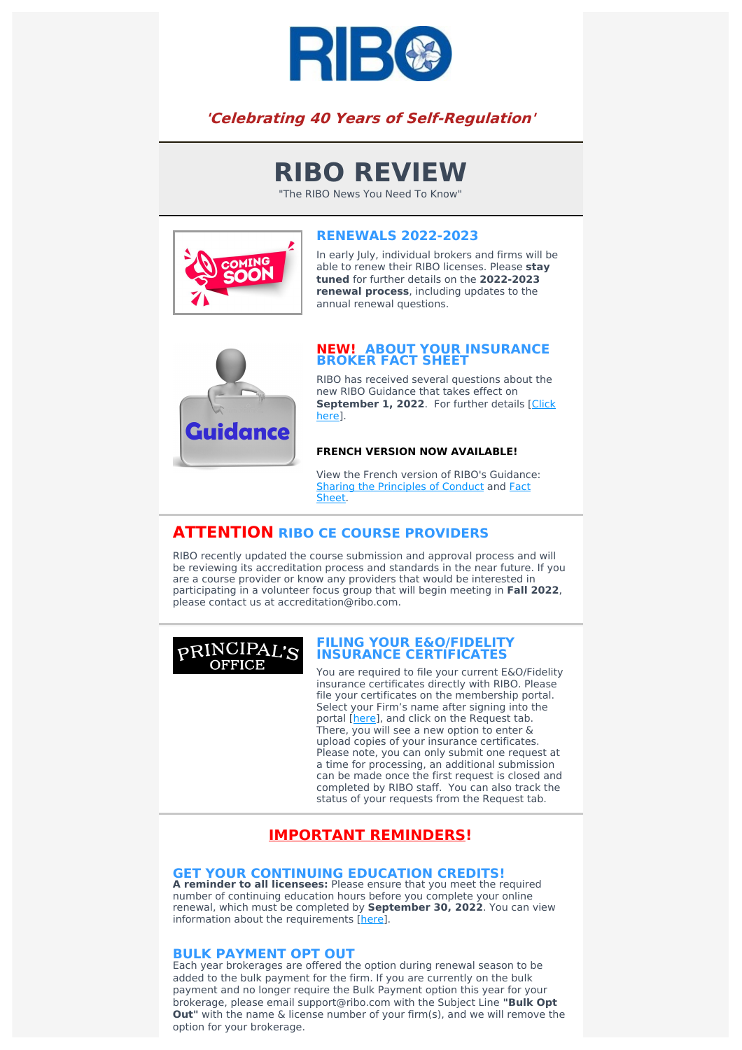*'Celebrating 40 Years of Self-Regulation'*

# RIBO REVIEW

"The RIBO News You Need To Know"

## RENEWALS 2022-2023

In early July, individual brokers and firms will be able to renew their RIBO licenses. Please **stay tuned** for further details on the **2022-2023 renewal process**, including updates to the annual renewal questions.

## NEW! ABOUT YOUR INSURANCE BROKER FACT SHEET

RIBO has received several questions about the new RIBO Guidance that takes effect on **September 1, 2022**. For further details [Click here].

**FRENCH VERSION NOW AVAILABLE!**

View the French version of RIBO's Guidance: Sharing the Principles of Conduct and Fact Sheet.

## ATTENTION RIBO CE COURSE PROVIDERS

RIBO recently updated the course submission and approval process and will be reviewing its accreditation process and standards in the near future. If you are a course provider or know any providers that would be interested in participating in a volunteer focus group that will begin meeting in **Fall 2022**, please contact us at accreditation@ribo.com.

## FILING YOUR E&O/FIDELITY INSURANCE CERTIFICATES

You are required to file your current E&O/Fidelity insurance certificates directly with RIBO. Please file your certificates on the membership portal. Select your Firm's name after signing into the portal [here], and click on the Request tab. There, you will see a new option to enter & upload copies of your insurance certificates. Please note, you can only submit one request at a time for processing, an additional submission can be made once the first request is closed and completed by RIBO staff. You can also track the status of your requests from the Request tab.

## IMPORTANT REMINDERS!

### GET YOUR CONTINUING EDUCATION CREDITS!

**A reminder to all licensees:** Please ensure that you meet the required number of continuing education hours before you complete your online renewal, which must be completed by **September 30, 2022**. You can view information about the requirements [here].

### BULK PAYMENT OPT OUT

Each year brokerages are offered the option during renewal season to be added to the bulk payment for the firm. If you are currently on the bulk payment and no longer require the Bulk Payment option this year for your brokerage, please email support@ribo.com with the Subject Line **"Bulk Opt Out"** with the name & license number of your firm(s), and we will remove the option for your brokerage.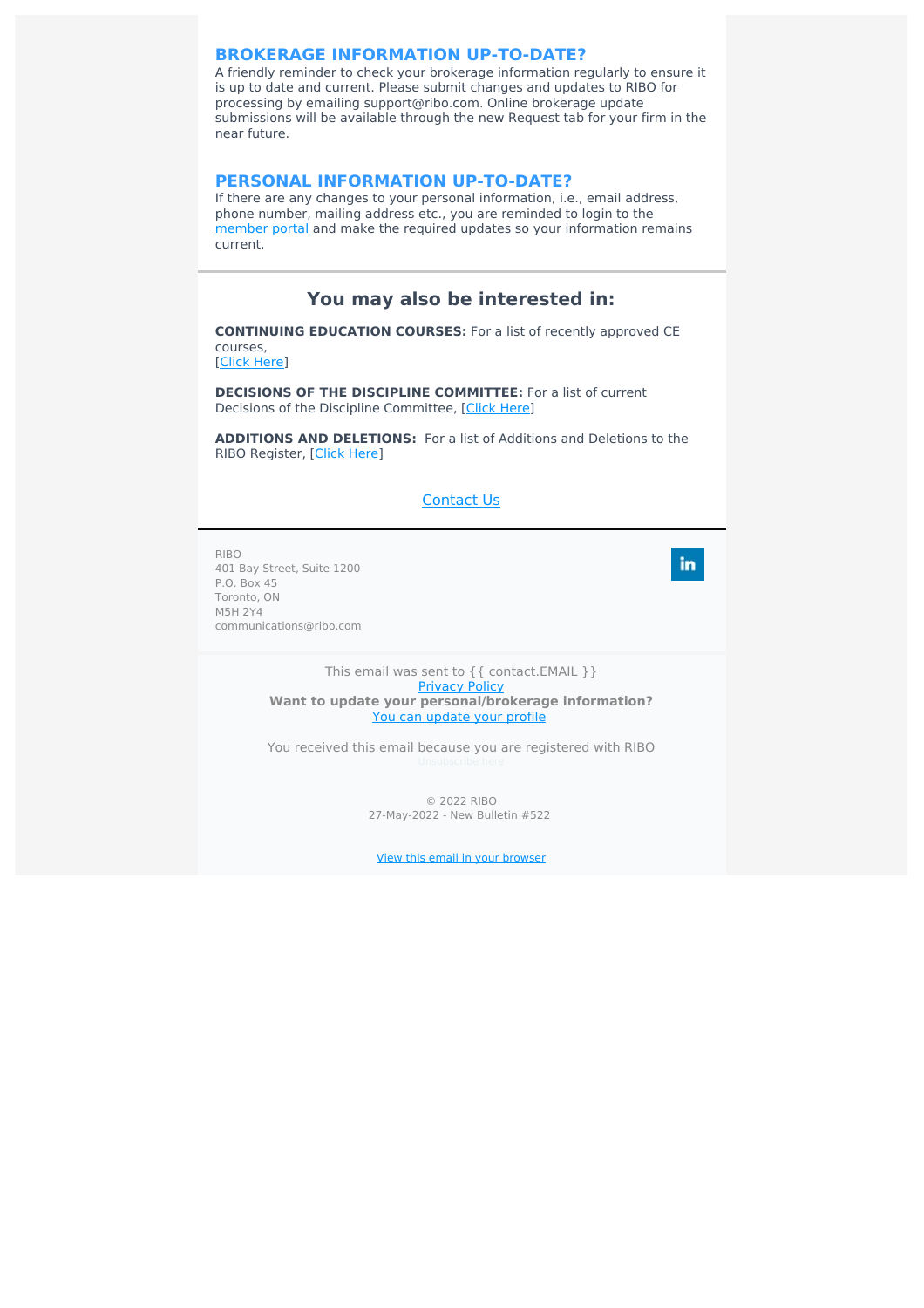## BROKERAGE INFORMATION UP-TO-DATE?

A friendly reminder to check your brokerage information regularly to ensure it is up to date and current. Please submit changes and updates to RIBO for processing by emailing support@ribo.com. Online brokerage update submissions will be available through the new Request tab for your firm in the near future.

## PERSONAL INFORMATION UP-TO-DATE?

If there are any changes to your personal information, i.e., email address, phone number, mailing address etc., you are reminded to login to the member portal and make the required updates so your information remains current.

## You may also be interested in:

**CONTINUING EDUCATION COURSES:** For a list of recently approved CE courses,
[Click Here]

**DECISIONS OF THE DISCIPLINE COMMITTEE:** For a list of current Decisions of the Discipline Committee, [Click Here]

**ADDITIONS AND DELETIONS:** For a list of Additions and Deletions to the RIBO Register, [Click Here]

Contact Us

RIBO
401 Bay Street, Suite 1200
P.O. Box 45
Toronto, ON
M5H 2Y4
communications@ribo.com

This email was sent to {{ contact.EMAIL }}
Privacy Policy
**Want to update your personal/brokerage information?**
You can update your profile

You received this email because you are registered with RIBO
Unsubscribe here

© 2022 RIBO
27-May-2022 - New Bulletin #522

View this email in your browser